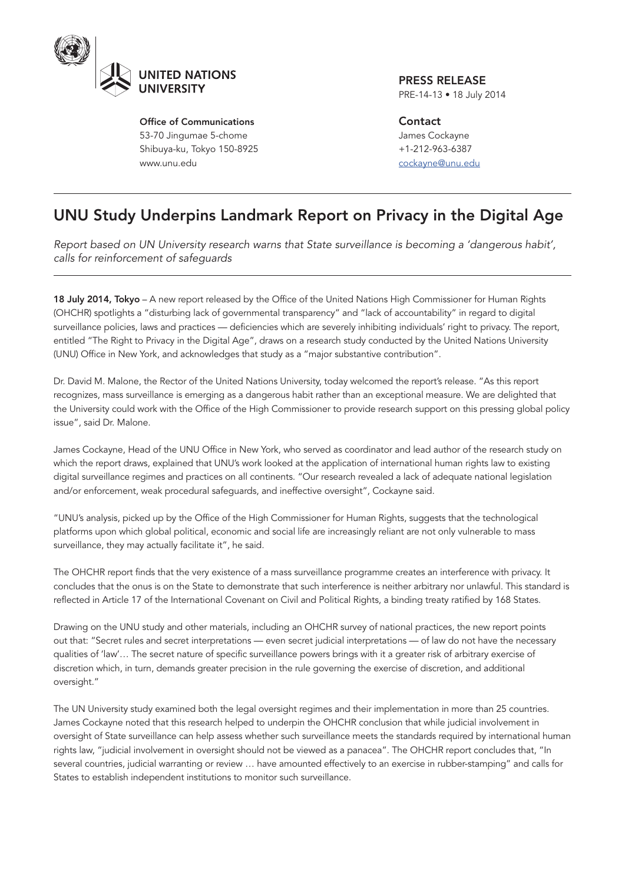UNITED NATIONS UNIVERSITY

**Office of Communications**
53-70 Jingumae 5-chome
Shibuya-ku, Tokyo 150-8925
www.unu.edu

**PRESS RELEASE**
PRE-14-13 • 18 July 2014

**Contact**
James Cockayne
+1-212-963-6387
cockayne@unu.edu

# UNU Study Underpins Landmark Report on Privacy in the Digital Age

*Report based on UN University research warns that State surveillance is becoming a 'dangerous habit', calls for reinforcement of safeguards*

**18 July 2014, Tokyo** – A new report released by the Office of the United Nations High Commissioner for Human Rights (OHCHR) spotlights a "disturbing lack of governmental transparency" and "lack of accountability" in regard to digital surveillance policies, laws and practices — deficiencies which are severely inhibiting individuals' right to privacy. The report, entitled "The Right to Privacy in the Digital Age", draws on a research study conducted by the United Nations University (UNU) Office in New York, and acknowledges that study as a "major substantive contribution".

Dr. David M. Malone, the Rector of the United Nations University, today welcomed the report's release. "As this report recognizes, mass surveillance is emerging as a dangerous habit rather than an exceptional measure. We are delighted that the University could work with the Office of the High Commissioner to provide research support on this pressing global policy issue", said Dr. Malone.

James Cockayne, Head of the UNU Office in New York, who served as coordinator and lead author of the research study on which the report draws, explained that UNU's work looked at the application of international human rights law to existing digital surveillance regimes and practices on all continents. "Our research revealed a lack of adequate national legislation and/or enforcement, weak procedural safeguards, and ineffective oversight", Cockayne said.

"UNU's analysis, picked up by the Office of the High Commissioner for Human Rights, suggests that the technological platforms upon which global political, economic and social life are increasingly reliant are not only vulnerable to mass surveillance, they may actually facilitate it", he said.

The OHCHR report finds that the very existence of a mass surveillance programme creates an interference with privacy. It concludes that the onus is on the State to demonstrate that such interference is neither arbitrary nor unlawful. This standard is reflected in Article 17 of the International Covenant on Civil and Political Rights, a binding treaty ratified by 168 States.

Drawing on the UNU study and other materials, including an OHCHR survey of national practices, the new report points out that: "Secret rules and secret interpretations — even secret judicial interpretations — of law do not have the necessary qualities of 'law'… The secret nature of specific surveillance powers brings with it a greater risk of arbitrary exercise of discretion which, in turn, demands greater precision in the rule governing the exercise of discretion, and additional oversight."

The UN University study examined both the legal oversight regimes and their implementation in more than 25 countries. James Cockayne noted that this research helped to underpin the OHCHR conclusion that while judicial involvement in oversight of State surveillance can help assess whether such surveillance meets the standards required by international human rights law, "judicial involvement in oversight should not be viewed as a panacea". The OHCHR report concludes that, "In several countries, judicial warranting or review … have amounted effectively to an exercise in rubber-stamping" and calls for States to establish independent institutions to monitor such surveillance.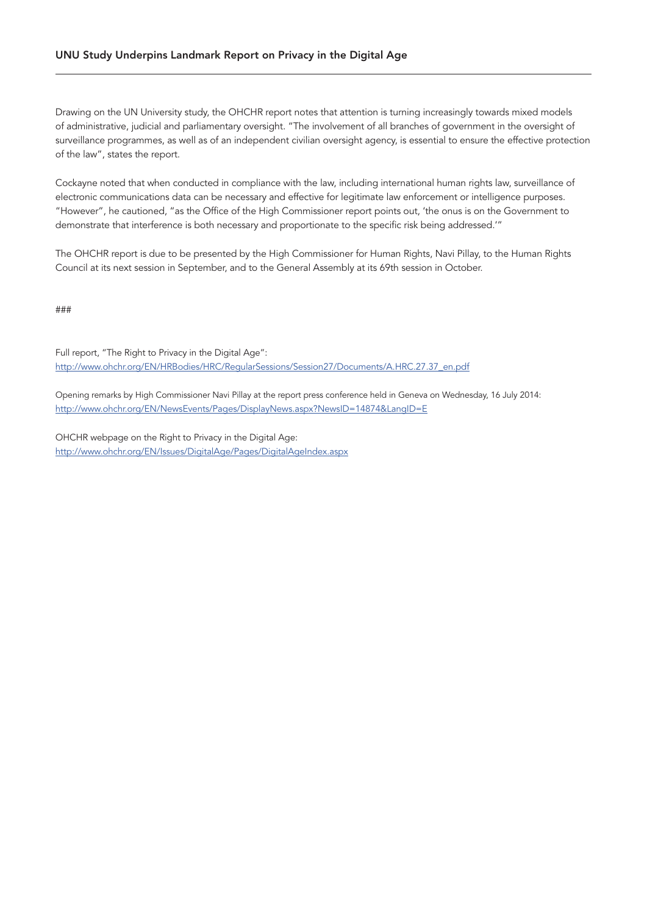Drawing on the UN University study, the OHCHR report notes that attention is turning increasingly towards mixed models of administrative, judicial and parliamentary oversight. "The involvement of all branches of government in the oversight of surveillance programmes, as well as of an independent civilian oversight agency, is essential to ensure the effective protection of the law", states the report.

Cockayne noted that when conducted in compliance with the law, including international human rights law, surveillance of electronic communications data can be necessary and effective for legitimate law enforcement or intelligence purposes. "However", he cautioned, "as the Office of the High Commissioner report points out, 'the onus is on the Government to demonstrate that interference is both necessary and proportionate to the specific risk being addressed.'"

The OHCHR report is due to be presented by the High Commissioner for Human Rights, Navi Pillay, to the Human Rights Council at its next session in September, and to the General Assembly at its 69th session in October.

###

Full report, "The Right to Privacy in the Digital Age":
http://www.ohchr.org/EN/HRBodies/HRC/RegularSessions/Session27/Documents/A.HRC.27.37_en.pdf

Opening remarks by High Commissioner Navi Pillay at the report press conference held in Geneva on Wednesday, 16 July 2014:
http://www.ohchr.org/EN/NewsEvents/Pages/DisplayNews.aspx?NewsID=14874&LangID=E

OHCHR webpage on the Right to Privacy in the Digital Age:
http://www.ohchr.org/EN/Issues/DigitalAge/Pages/DigitalAgeIndex.aspx